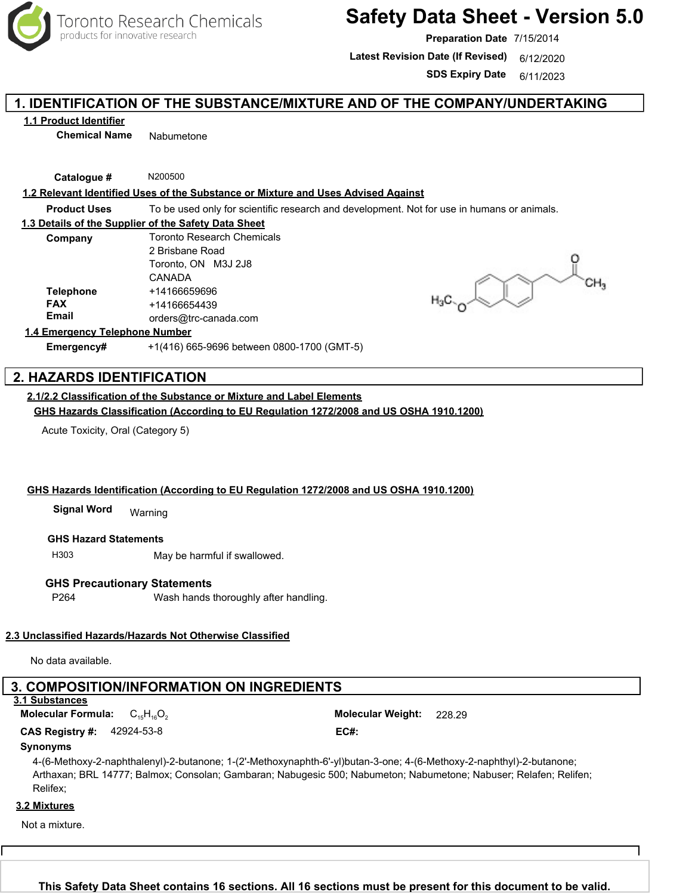Toronto Research Chemicals
products for innovative research

# Safety Data Sheet - Version 5.0

**Preparation Date** 7/15/2014

**Latest Revision Date (If Revised)** 6/12/2020

**SDS Expiry Date** 6/11/2023

## 1. IDENTIFICATION OF THE SUBSTANCE/MIXTURE AND OF THE COMPANY/UNDERTAKING

### 1.1 Product Identifier

**Chemical Name** Nabumetone

**Catalogue #** N200500

### 1.2 Relevant Identified Uses of the Substance or Mixture and Uses Advised Against

**Product Uses** To be used only for scientific research and development. Not for use in humans or animals.

### 1.3 Details of the Supplier of the Safety Data Sheet

**Company** Toronto Research Chemicals
2 Brisbane Road
Toronto, ON M3J 2J8
CANADA

**Telephone** +14166659696

**FAX** +14166654439

**Email** orders@trc-canada.com

### 1.4 Emergency Telephone Number

**Emergency#** +1(416) 665-9696 between 0800-1700 (GMT-5)

## 2. HAZARDS IDENTIFICATION

### 2.1/2.2 Classification of the Substance or Mixture and Label Elements

**GHS Hazards Classification (According to EU Regulation 1272/2008 and US OSHA 1910.1200)**

Acute Toxicity, Oral (Category 5)

**GHS Hazards Identification (According to EU Regulation 1272/2008 and US OSHA 1910.1200)**

**Signal Word** Warning

**GHS Hazard Statements**

H303 May be harmful if swallowed.

**GHS Precautionary Statements**

P264 Wash hands thoroughly after handling.

### 2.3 Unclassified Hazards/Hazards Not Otherwise Classified

No data available.

## 3. COMPOSITION/INFORMATION ON INGREDIENTS

### 3.1 Substances

**Molecular Formula:** $C_{15}H_{16}O_2$

**Molecular Weight:** 228.29

**CAS Registry #:** 42924-53-8

**EC#:**

**Synonyms**

4-(6-Methoxy-2-naphthalenyl)-2-butanone; 1-(2'-Methoxynaphth-6'-yl)butan-3-one; 4-(6-Methoxy-2-naphthyl)-2-butanone; Arthaxan; BRL 14777; Balmox; Consolan; Gambaran; Nabugesic 500; Nabumeton; Nabumetone; Nabuser; Relafen; Relifen; Relifex;

### 3.2 Mixtures

Not a mixture.

**This Safety Data Sheet contains 16 sections. All 16 sections must be present for this document to be valid.**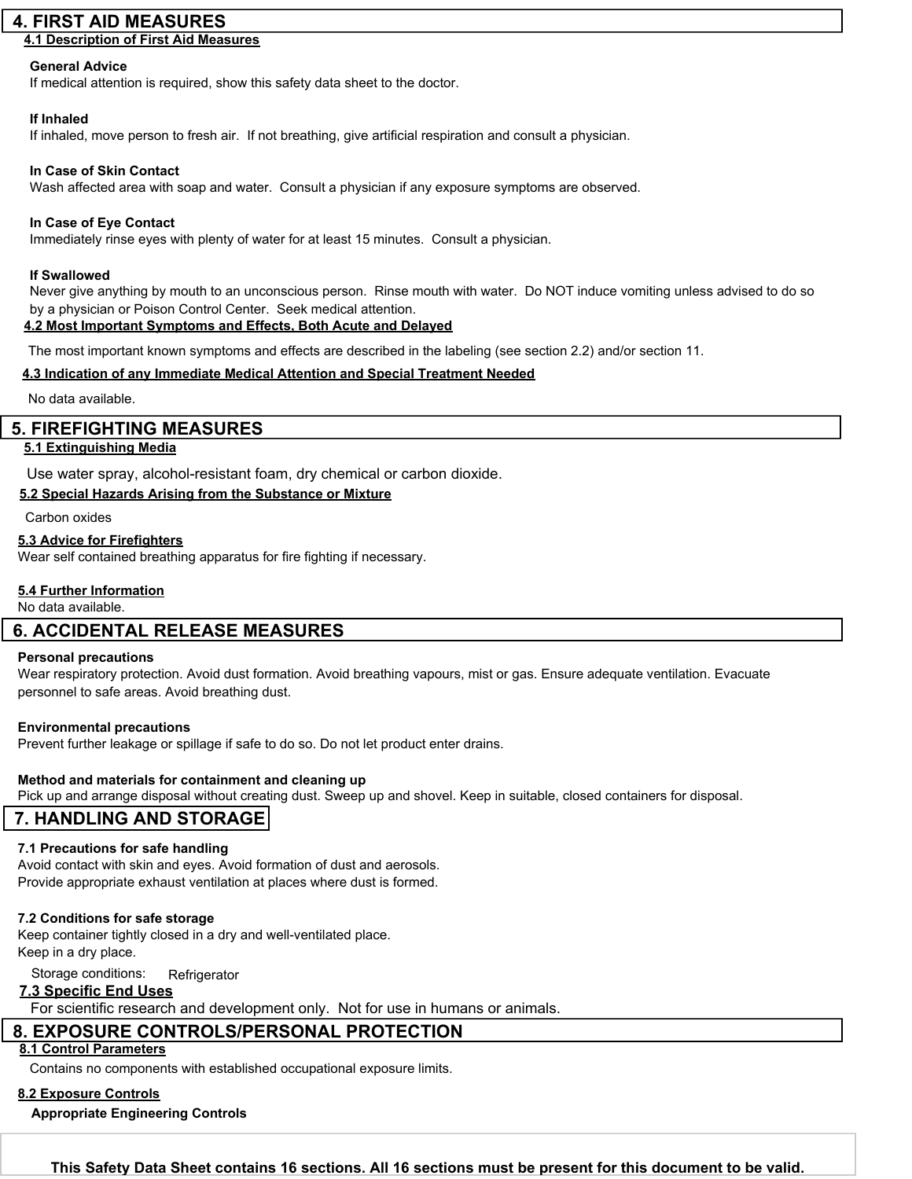## 4. FIRST AID MEASURES

### 4.1 Description of First Aid Measures

**General Advice**
If medical attention is required, show this safety data sheet to the doctor.

**If Inhaled**
If inhaled, move person to fresh air. If not breathing, give artificial respiration and consult a physician.

**In Case of Skin Contact**
Wash affected area with soap and water. Consult a physician if any exposure symptoms are observed.

**In Case of Eye Contact**
Immediately rinse eyes with plenty of water for at least 15 minutes. Consult a physician.

**If Swallowed**
Never give anything by mouth to an unconscious person. Rinse mouth with water. Do NOT induce vomiting unless advised to do so by a physician or Poison Control Center. Seek medical attention.

### 4.2 Most Important Symptoms and Effects, Both Acute and Delayed

The most important known symptoms and effects are described in the labeling (see section 2.2) and/or section 11.

### 4.3 Indication of any Immediate Medical Attention and Special Treatment Needed

No data available.

## 5. FIREFIGHTING MEASURES

### 5.1 Extinguishing Media

Use water spray, alcohol-resistant foam, dry chemical or carbon dioxide.

### 5.2 Special Hazards Arising from the Substance or Mixture

Carbon oxides

### 5.3 Advice for Firefighters

Wear self contained breathing apparatus for fire fighting if necessary.

### 5.4 Further Information

No data available.

## 6. ACCIDENTAL RELEASE MEASURES

**Personal precautions**
Wear respiratory protection. Avoid dust formation. Avoid breathing vapours, mist or gas. Ensure adequate ventilation. Evacuate personnel to safe areas. Avoid breathing dust.

**Environmental precautions**
Prevent further leakage or spillage if safe to do so. Do not let product enter drains.

**Method and materials for containment and cleaning up**
Pick up and arrange disposal without creating dust. Sweep up and shovel. Keep in suitable, closed containers for disposal.

## 7. HANDLING AND STORAGE

**7.1 Precautions for safe handling**
Avoid contact with skin and eyes. Avoid formation of dust and aerosols.
Provide appropriate exhaust ventilation at places where dust is formed.

**7.2 Conditions for safe storage**
Keep container tightly closed in a dry and well-ventilated place.
Keep in a dry place.

Storage conditions: Refrigerator

### 7.3 Specific End Uses

For scientific research and development only. Not for use in humans or animals.

## 8. EXPOSURE CONTROLS/PERSONAL PROTECTION

### 8.1 Control Parameters

Contains no components with established occupational exposure limits.

### 8.2 Exposure Controls

**Appropriate Engineering Controls**

**This Safety Data Sheet contains 16 sections. All 16 sections must be present for this document to be valid.**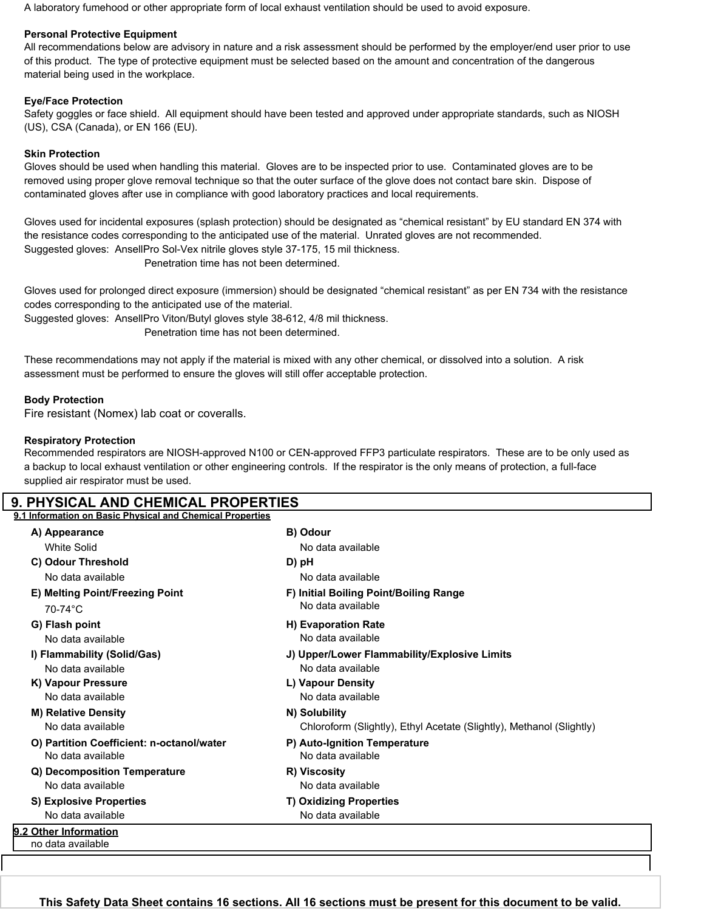A laboratory fumehood or other appropriate form of local exhaust ventilation should be used to avoid exposure.

**Personal Protective Equipment**
All recommendations below are advisory in nature and a risk assessment should be performed by the employer/end user prior to use of this product. The type of protective equipment must be selected based on the amount and concentration of the dangerous material being used in the workplace.

**Eye/Face Protection**
Safety goggles or face shield. All equipment should have been tested and approved under appropriate standards, such as NIOSH (US), CSA (Canada), or EN 166 (EU).

**Skin Protection**
Gloves should be used when handling this material. Gloves are to be inspected prior to use. Contaminated gloves are to be removed using proper glove removal technique so that the outer surface of the glove does not contact bare skin. Dispose of contaminated gloves after use in compliance with good laboratory practices and local requirements.

Gloves used for incidental exposures (splash protection) should be designated as “chemical resistant” by EU standard EN 374 with the resistance codes corresponding to the anticipated use of the material. Unrated gloves are not recommended.
Suggested gloves: AnsellPro Sol-Vex nitrile gloves style 37-175, 15 mil thickness.
Penetration time has not been determined.

Gloves used for prolonged direct exposure (immersion) should be designated “chemical resistant” as per EN 734 with the resistance codes corresponding to the anticipated use of the material.
Suggested gloves: AnsellPro Viton/Butyl gloves style 38-612, 4/8 mil thickness.
Penetration time has not been determined.

These recommendations may not apply if the material is mixed with any other chemical, or dissolved into a solution. A risk assessment must be performed to ensure the gloves will still offer acceptable protection.

**Body Protection**
Fire resistant (Nomex) lab coat or coveralls.

**Respiratory Protection**
Recommended respirators are NIOSH-approved N100 or CEN-approved FFP3 particulate respirators. These are to be only used as a backup to local exhaust ventilation or other engineering controls. If the respirator is the only means of protection, a full-face supplied air respirator must be used.

## 9. PHYSICAL AND CHEMICAL PROPERTIES

### 9.1 Information on Basic Physical and Chemical Properties

**A) Appearance**
White Solid

**B) Odour**
No data available

**C) Odour Threshold**
No data available

**D) pH**
No data available

**E) Melting Point/Freezing Point**
70-74°C

**F) Initial Boiling Point/Boiling Range**
No data available

**G) Flash point**
No data available

**H) Evaporation Rate**
No data available

**I) Flammability (Solid/Gas)**
No data available

**J) Upper/Lower Flammability/Explosive Limits**
No data available

**K) Vapour Pressure**
No data available

**L) Vapour Density**
No data available

**M) Relative Density**
No data available

**N) Solubility**
Chloroform (Slightly), Ethyl Acetate (Slightly), Methanol (Slightly)

**O) Partition Coefficient: n-octanol/water**
No data available

**P) Auto-Ignition Temperature**
No data available

**Q) Decomposition Temperature**
No data available

**R) Viscosity**
No data available

**S) Explosive Properties**
No data available

**T) Oxidizing Properties**
No data available

### 9.2 Other Information

no data available

**This Safety Data Sheet contains 16 sections. All 16 sections must be present for this document to be valid.**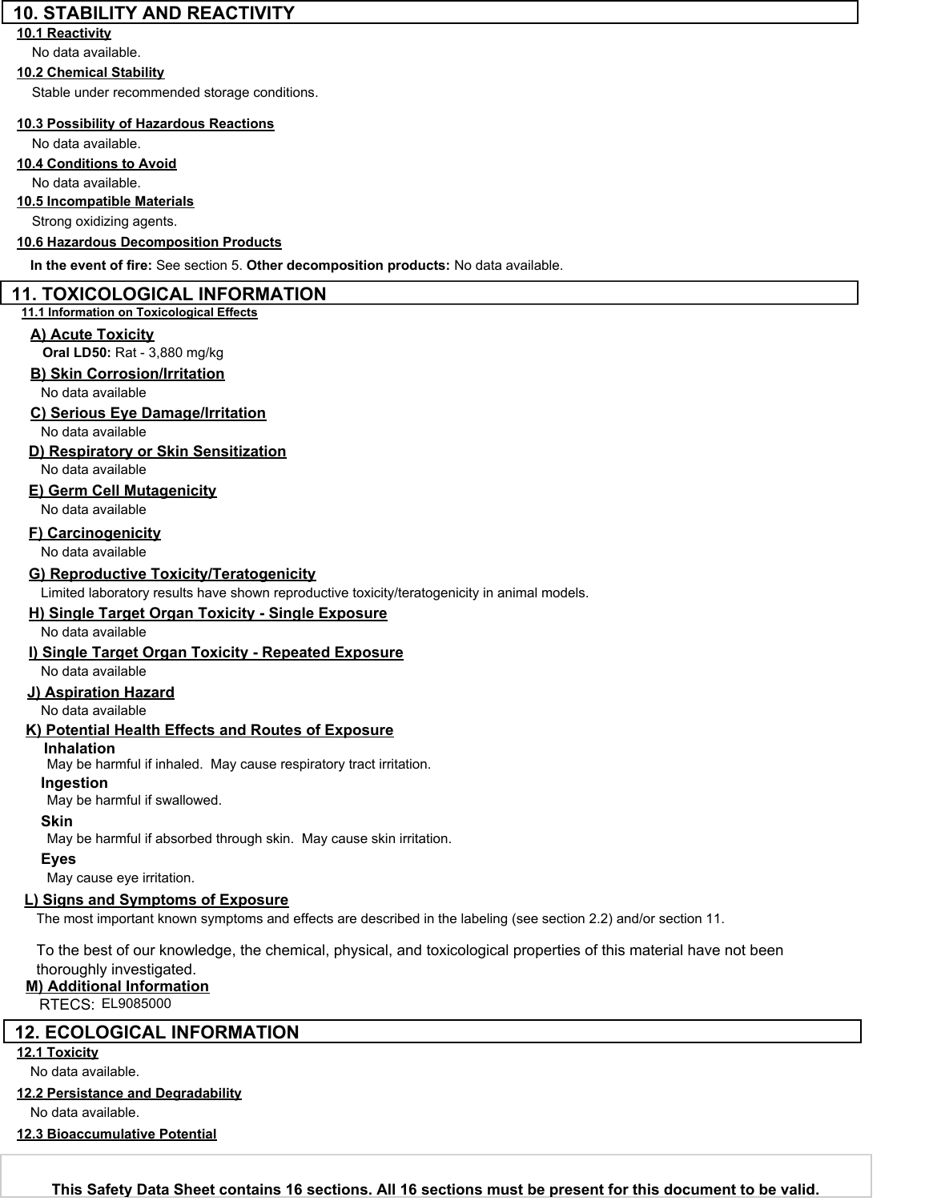## 10. STABILITY AND REACTIVITY

**10.1 Reactivity**

No data available.

**10.2 Chemical Stability**

Stable under recommended storage conditions.

**10.3 Possibility of Hazardous Reactions**

No data available.

**10.4 Conditions to Avoid**

No data available.

**10.5 Incompatible Materials**

Strong oxidizing agents.

**10.6 Hazardous Decomposition Products**

**In the event of fire:** See section 5. **Other decomposition products:** No data available.

## 11. TOXICOLOGICAL INFORMATION

**11.1 Information on Toxicological Effects**

**A) Acute Toxicity**

**Oral LD50:** Rat - 3,880 mg/kg

**B) Skin Corrosion/Irritation**

No data available

**C) Serious Eye Damage/Irritation**

No data available

**D) Respiratory or Skin Sensitization**

No data available

**E) Germ Cell Mutagenicity**

No data available

**F) Carcinogenicity**

No data available

**G) Reproductive Toxicity/Teratogenicity**

Limited laboratory results have shown reproductive toxicity/teratogenicity in animal models.

**H) Single Target Organ Toxicity - Single Exposure**

No data available

**I) Single Target Organ Toxicity - Repeated Exposure**

No data available

**J) Aspiration Hazard**

No data available

**K) Potential Health Effects and Routes of Exposure**

**Inhalation**

May be harmful if inhaled. May cause respiratory tract irritation.

**Ingestion**

May be harmful if swallowed.

**Skin**

May be harmful if absorbed through skin. May cause skin irritation.

**Eyes**

May cause eye irritation.

**L) Signs and Symptoms of Exposure**

The most important known symptoms and effects are described in the labeling (see section 2.2) and/or section 11.

To the best of our knowledge, the chemical, physical, and toxicological properties of this material have not been thoroughly investigated.

**M) Additional Information**

RTECS: EL9085000

## 12. ECOLOGICAL INFORMATION

**12.1 Toxicity**

No data available.

**12.2 Persistance and Degradability**

No data available.

**12.3 Bioaccumulative Potential**

**This Safety Data Sheet contains 16 sections. All 16 sections must be present for this document to be valid.**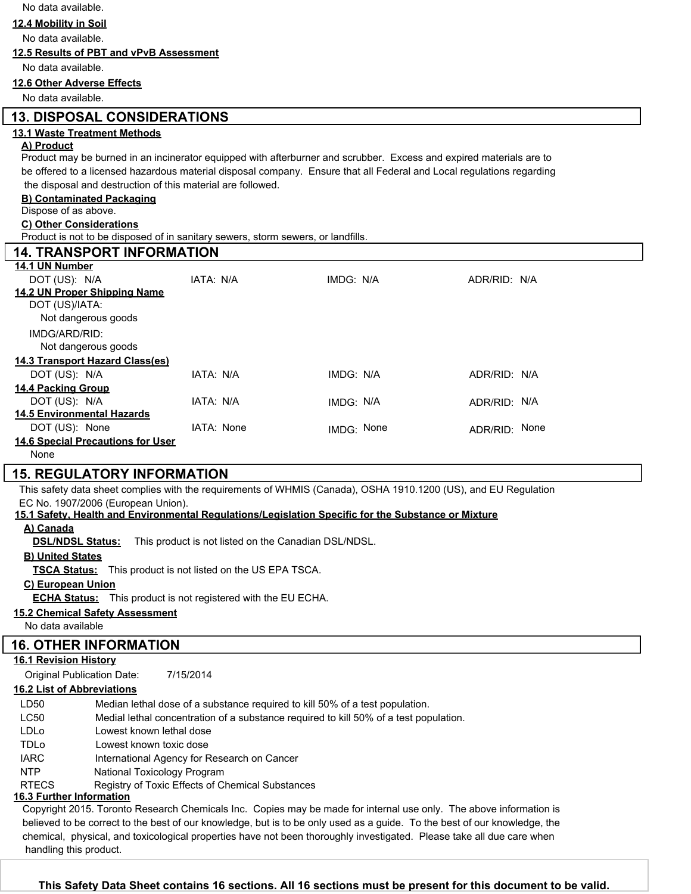No data available.

**12.4 Mobility in Soil**

No data available.

**12.5 Results of PBT and vPvB Assessment**

No data available.

**12.6 Other Adverse Effects**

No data available.

## 13. DISPOSAL CONSIDERATIONS

**13.1 Waste Treatment Methods**

**A) Product**

Product may be burned in an incinerator equipped with afterburner and scrubber. Excess and expired materials are to be offered to a licensed hazardous material disposal company. Ensure that all Federal and Local regulations regarding the disposal and destruction of this material are followed.

**B) Contaminated Packaging**

Dispose of as above.

**C) Other Considerations**

Product is not to be disposed of in sanitary sewers, storm sewers, or landfills.

## 14. TRANSPORT INFORMATION

**14.1 UN Number**

| DOT (US): N/A | IATA: N/A | IMDG: N/A | ADR/RID: N/A |
|---|---|---|---|

**14.2 UN Proper Shipping Name**

DOT (US)/IATA:

Not dangerous goods

IMDG/ARD/RID:

Not dangerous goods

**14.3 Transport Hazard Class(es)**

| DOT (US): N/A | IATA: N/A | IMDG: N/A | ADR/RID: N/A |
|---|---|---|---|

**14.4 Packing Group**

| DOT (US): N/A | IATA: N/A | IMDG: N/A | ADR/RID: N/A |
|---|---|---|---|

**14.5 Environmental Hazards**

| DOT (US): None | IATA: None | IMDG: None | ADR/RID: None |
|---|---|---|---|

**14.6 Special Precautions for User**

None

## 15. REGULATORY INFORMATION

This safety data sheet complies with the requirements of WHMIS (Canada), OSHA 1910.1200 (US), and EU Regulation EC No. 1907/2006 (European Union).

**15.1 Safety, Health and Environmental Regulations/Legislation Specific for the Substance or Mixture**

**A) Canada**

**DSL/NDSL Status:** This product is not listed on the Canadian DSL/NDSL.

**B) United States**

**TSCA Status:** This product is not listed on the US EPA TSCA.

**C) European Union**

**ECHA Status:** This product is not registered with the EU ECHA.

**15.2 Chemical Safety Assessment**

No data available

## 16. OTHER INFORMATION

**16.1 Revision History**

Original Publication Date: 7/15/2014

**16.2 List of Abbreviations**

| | |
|---|---|
| LD50 | Median lethal dose of a substance required to kill 50% of a test population. |
| LC50 | Medial lethal concentration of a substance required to kill 50% of a test population. |
| LDLo | Lowest known lethal dose |
| TDLo | Lowest known toxic dose |
| IARC | International Agency for Research on Cancer |
| NTP | National Toxicology Program |
| RTECS | Registry of Toxic Effects of Chemical Substances |

**16.3 Further Information**

Copyright 2015. Toronto Research Chemicals Inc. Copies may be made for internal use only. The above information is believed to be correct to the best of our knowledge, but is to be only used as a guide. To the best of our knowledge, the chemical, physical, and toxicological properties have not been thoroughly investigated. Please take all due care when handling this product.

**This Safety Data Sheet contains 16 sections. All 16 sections must be present for this document to be valid.**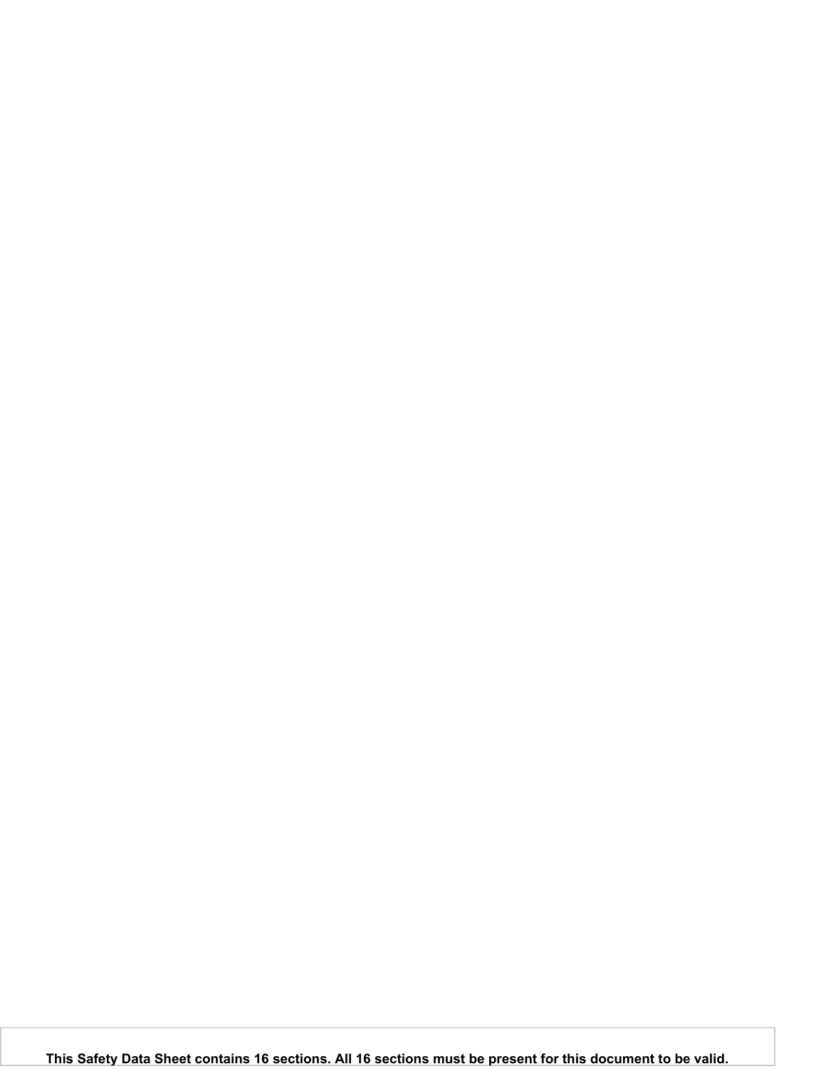**This Safety Data Sheet contains 16 sections. All 16 sections must be present for this document to be valid.**